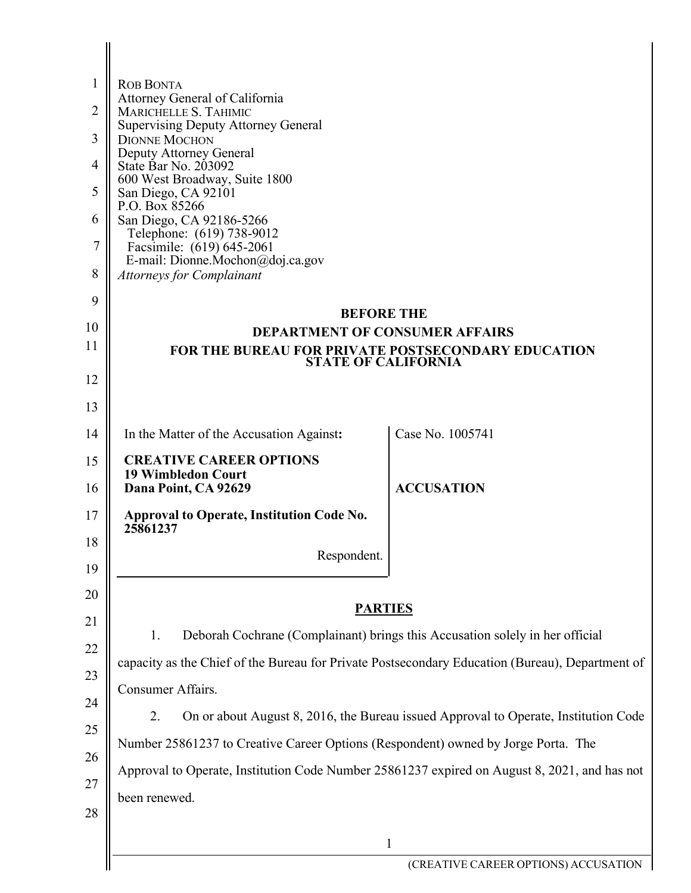ROB BONTA
Attorney General of California
MARICHELLE S. TAHIMIC
Supervising Deputy Attorney General
DIONNE MOCHON
Deputy Attorney General
State Bar No. 203092
600 West Broadway, Suite 1800
San Diego, CA 92101
P.O. Box 85266
San Diego, CA 92186-5266
Telephone: (619) 738-9012
Facsimile: (619) 645-2061
E-mail: Dionne.Mochon@doj.ca.gov
*Attorneys for Complainant*

**BEFORE THE**
**DEPARTMENT OF CONSUMER AFFAIRS**
**FOR THE BUREAU FOR PRIVATE POSTSECONDARY EDUCATION**
**STATE OF CALIFORNIA**

| In the Matter of the Accusation Against: | Case No. 1005741 |
| --- | --- |
| **CREATIVE CAREER OPTIONS**<br>**19 Wimbledon Court**<br>**Dana Point, CA 92629**<br><br>**Approval to Operate, Institution Code No. 25861237**<br><br>Respondent. | **ACCUSATION** |

## PARTIES

1. Deborah Cochrane (Complainant) brings this Accusation solely in her official capacity as the Chief of the Bureau for Private Postsecondary Education (Bureau), Department of Consumer Affairs.

2. On or about August 8, 2016, the Bureau issued Approval to Operate, Institution Code Number 25861237 to Creative Career Options (Respondent) owned by Jorge Porta. The Approval to Operate, Institution Code Number 25861237 expired on August 8, 2021, and has not been renewed.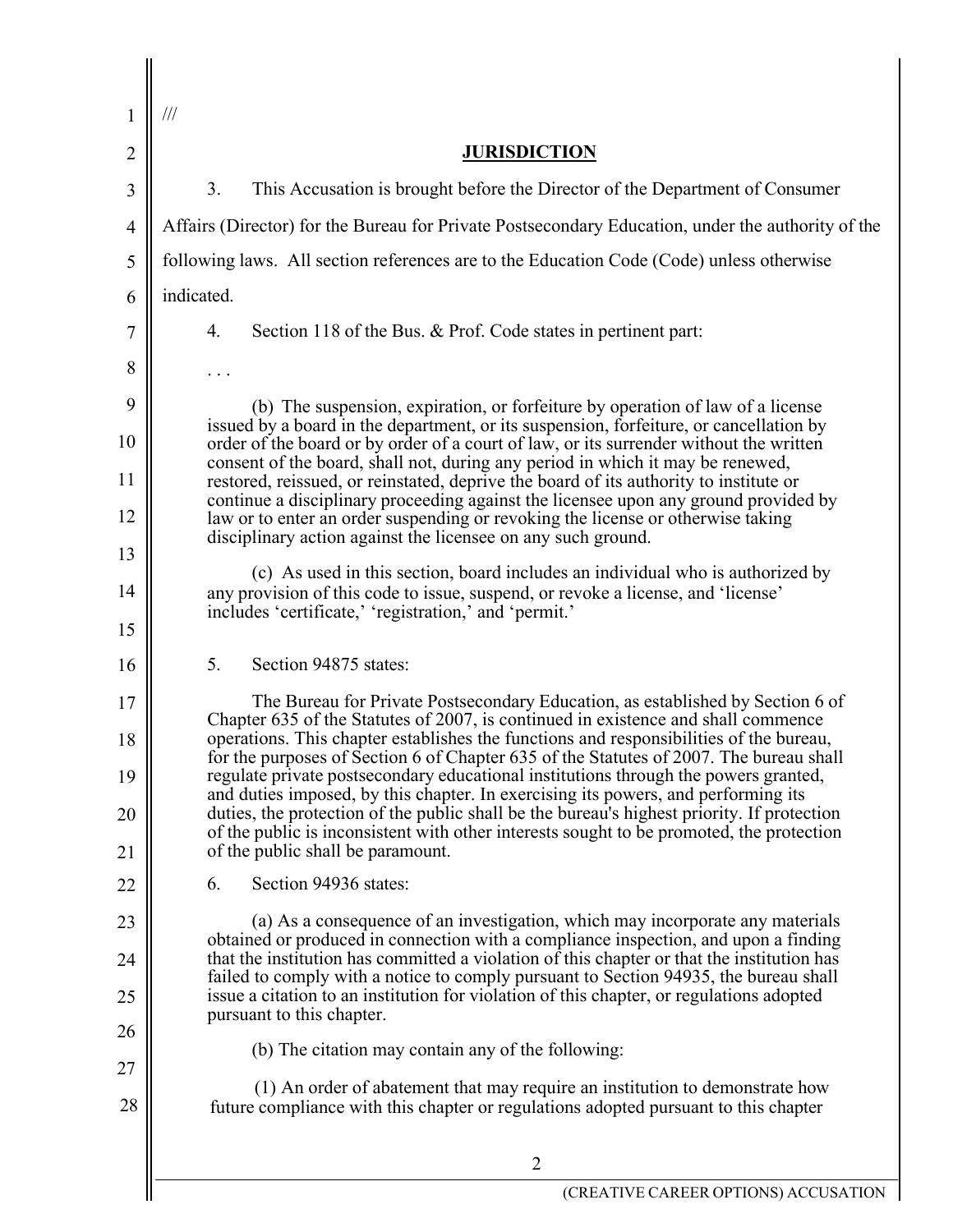///

## JURISDICTION

3. This Accusation is brought before the Director of the Department of Consumer Affairs (Director) for the Bureau for Private Postsecondary Education, under the authority of the following laws. All section references are to the Education Code (Code) unless otherwise indicated.

4. Section 118 of the Bus. & Prof. Code states in pertinent part:

> . . .
>
> (b) The suspension, expiration, or forfeiture by operation of law of a license issued by a board in the department, or its suspension, forfeiture, or cancellation by order of the board or by order of a court of law, or its surrender without the written consent of the board, shall not, during any period in which it may be renewed, restored, reissued, or reinstated, deprive the board of its authority to institute or continue a disciplinary proceeding against the licensee upon any ground provided by law or to enter an order suspending or revoking the license or otherwise taking disciplinary action against the licensee on any such ground.
>
> (c) As used in this section, board includes an individual who is authorized by any provision of this code to issue, suspend, or revoke a license, and 'license' includes 'certificate,' 'registration,' and 'permit.'

5. Section 94875 states:

> The Bureau for Private Postsecondary Education, as established by Section 6 of Chapter 635 of the Statutes of 2007, is continued in existence and shall commence operations. This chapter establishes the functions and responsibilities of the bureau, for the purposes of Section 6 of Chapter 635 of the Statutes of 2007. The bureau shall regulate private postsecondary educational institutions through the powers granted, and duties imposed, by this chapter. In exercising its powers, and performing its duties, the protection of the public shall be the bureau's highest priority. If protection of the public is inconsistent with other interests sought to be promoted, the protection of the public shall be paramount.

6. Section 94936 states:

> (a) As a consequence of an investigation, which may incorporate any materials obtained or produced in connection with a compliance inspection, and upon a finding that the institution has committed a violation of this chapter or that the institution has failed to comply with a notice to comply pursuant to Section 94935, the bureau shall issue a citation to an institution for violation of this chapter, or regulations adopted pursuant to this chapter.
>
> (b) The citation may contain any of the following:
>
> (1) An order of abatement that may require an institution to demonstrate how future compliance with this chapter or regulations adopted pursuant to this chapter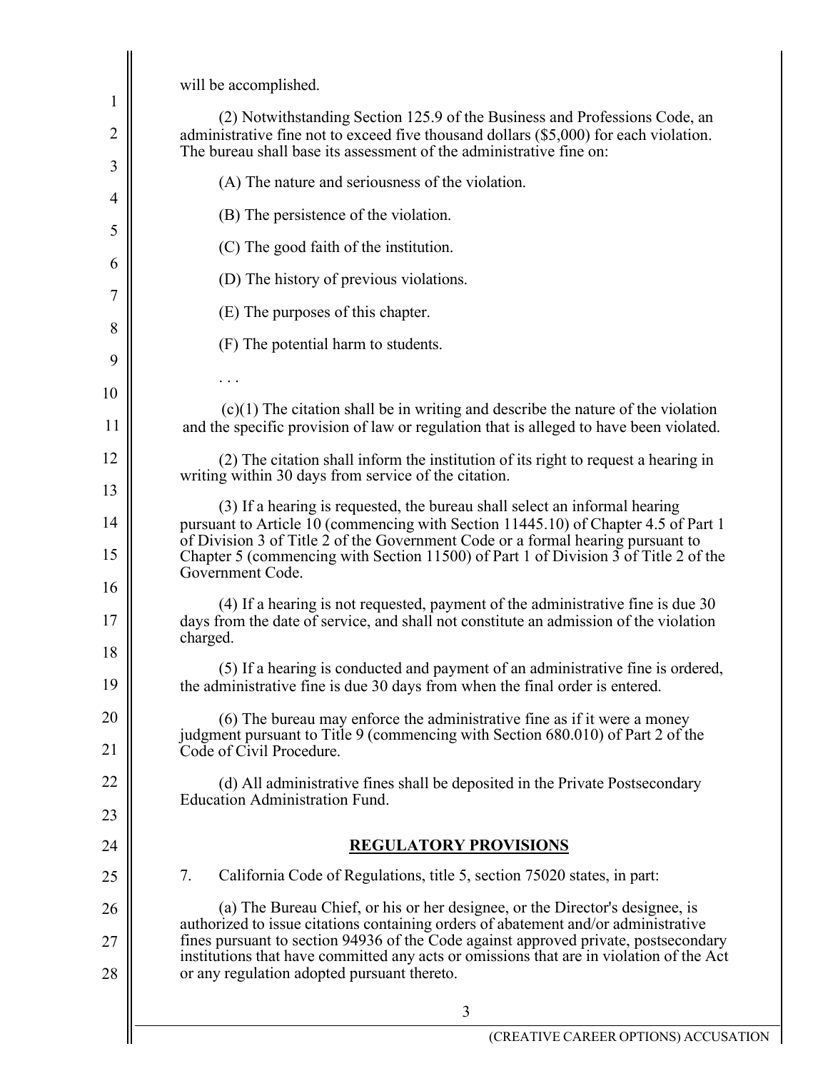will be accomplished.

(2) Notwithstanding Section 125.9 of the Business and Professions Code, an administrative fine not to exceed five thousand dollars ($5,000) for each violation. The bureau shall base its assessment of the administrative fine on:

(A) The nature and seriousness of the violation.

(B) The persistence of the violation.

(C) The good faith of the institution.

(D) The history of previous violations.

(E) The purposes of this chapter.

(F) The potential harm to students.

. . .

(c)(1) The citation shall be in writing and describe the nature of the violation and the specific provision of law or regulation that is alleged to have been violated.

(2) The citation shall inform the institution of its right to request a hearing in writing within 30 days from service of the citation.

(3) If a hearing is requested, the bureau shall select an informal hearing pursuant to Article 10 (commencing with Section 11445.10) of Chapter 4.5 of Part 1 of Division 3 of Title 2 of the Government Code or a formal hearing pursuant to Chapter 5 (commencing with Section 11500) of Part 1 of Division 3 of Title 2 of the Government Code.

(4) If a hearing is not requested, payment of the administrative fine is due 30 days from the date of service, and shall not constitute an admission of the violation charged.

(5) If a hearing is conducted and payment of an administrative fine is ordered, the administrative fine is due 30 days from when the final order is entered.

(6) The bureau may enforce the administrative fine as if it were a money judgment pursuant to Title 9 (commencing with Section 680.010) of Part 2 of the Code of Civil Procedure.

(d) All administrative fines shall be deposited in the Private Postsecondary Education Administration Fund.

## REGULATORY PROVISIONS

7. California Code of Regulations, title 5, section 75020 states, in part:

(a) The Bureau Chief, or his or her designee, or the Director's designee, is authorized to issue citations containing orders of abatement and/or administrative fines pursuant to section 94936 of the Code against approved private, postsecondary institutions that have committed any acts or omissions that are in violation of the Act or any regulation adopted pursuant thereto.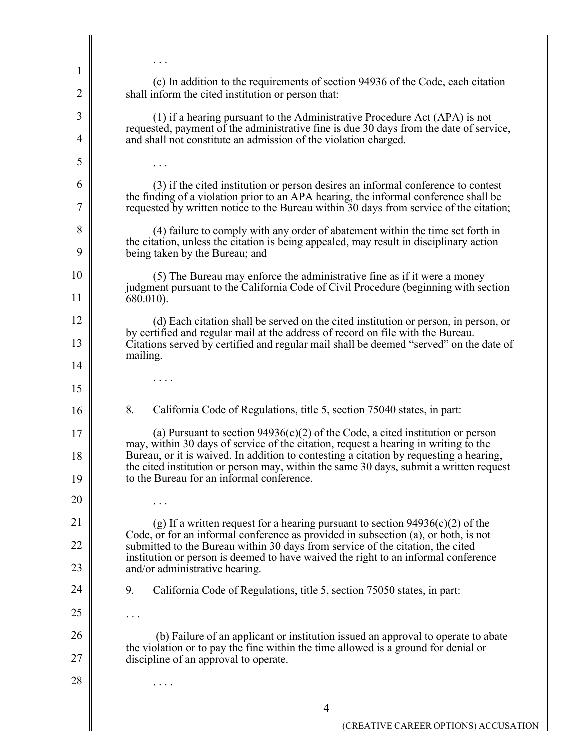. . .

(c) In addition to the requirements of section 94936 of the Code, each citation shall inform the cited institution or person that:

(1) if a hearing pursuant to the Administrative Procedure Act (APA) is not requested, payment of the administrative fine is due 30 days from the date of service, and shall not constitute an admission of the violation charged.

. . .

(3) if the cited institution or person desires an informal conference to contest the finding of a violation prior to an APA hearing, the informal conference shall be requested by written notice to the Bureau within 30 days from service of the citation;

(4) failure to comply with any order of abatement within the time set forth in the citation, unless the citation is being appealed, may result in disciplinary action being taken by the Bureau; and

(5) The Bureau may enforce the administrative fine as if it were a money judgment pursuant to the California Code of Civil Procedure (beginning with section 680.010).

(d) Each citation shall be served on the cited institution or person, in person, or by certified and regular mail at the address of record on file with the Bureau. Citations served by certified and regular mail shall be deemed "served" on the date of mailing.

. . . .

8. California Code of Regulations, title 5, section 75040 states, in part:

(a) Pursuant to section 94936(c)(2) of the Code, a cited institution or person may, within 30 days of service of the citation, request a hearing in writing to the Bureau, or it is waived. In addition to contesting a citation by requesting a hearing, the cited institution or person may, within the same 30 days, submit a written request to the Bureau for an informal conference.

. . .

(g) If a written request for a hearing pursuant to section 94936(c)(2) of the Code, or for an informal conference as provided in subsection (a), or both, is not submitted to the Bureau within 30 days from service of the citation, the cited institution or person is deemed to have waived the right to an informal conference and/or administrative hearing.

9. California Code of Regulations, title 5, section 75050 states, in part:

. . .

(b) Failure of an applicant or institution issued an approval to operate to abate the violation or to pay the fine within the time allowed is a ground for denial or discipline of an approval to operate.

. . . .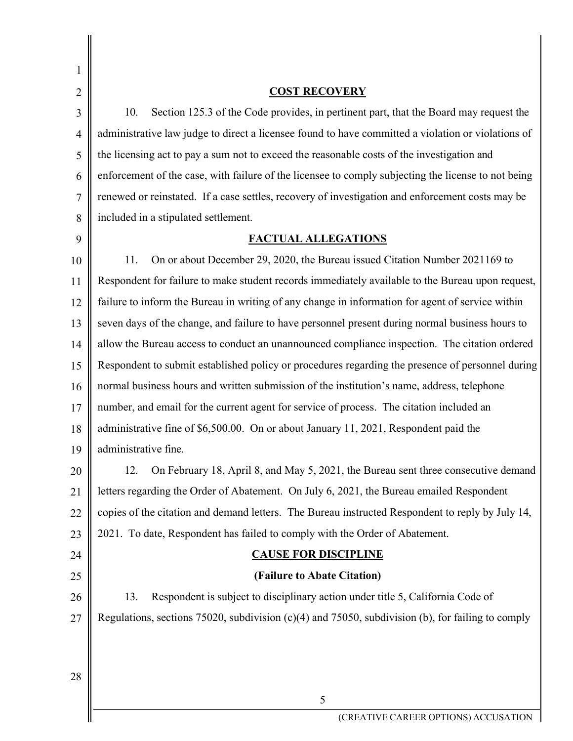## COST RECOVERY

10. Section 125.3 of the Code provides, in pertinent part, that the Board may request the administrative law judge to direct a licensee found to have committed a violation or violations of the licensing act to pay a sum not to exceed the reasonable costs of the investigation and enforcement of the case, with failure of the licensee to comply subjecting the license to not being renewed or reinstated. If a case settles, recovery of investigation and enforcement costs may be included in a stipulated settlement.

## FACTUAL ALLEGATIONS

11. On or about December 29, 2020, the Bureau issued Citation Number 2021169 to Respondent for failure to make student records immediately available to the Bureau upon request, failure to inform the Bureau in writing of any change in information for agent of service within seven days of the change, and failure to have personnel present during normal business hours to allow the Bureau access to conduct an unannounced compliance inspection. The citation ordered Respondent to submit established policy or procedures regarding the presence of personnel during normal business hours and written submission of the institution's name, address, telephone number, and email for the current agent for service of process. The citation included an administrative fine of $6,500.00. On or about January 11, 2021, Respondent paid the administrative fine.

12. On February 18, April 8, and May 5, 2021, the Bureau sent three consecutive demand letters regarding the Order of Abatement. On July 6, 2021, the Bureau emailed Respondent copies of the citation and demand letters. The Bureau instructed Respondent to reply by July 14, 2021. To date, Respondent has failed to comply with the Order of Abatement.

## CAUSE FOR DISCIPLINE

### (Failure to Abate Citation)

13. Respondent is subject to disciplinary action under title 5, California Code of Regulations, sections 75020, subdivision (c)(4) and 75050, subdivision (b), for failing to comply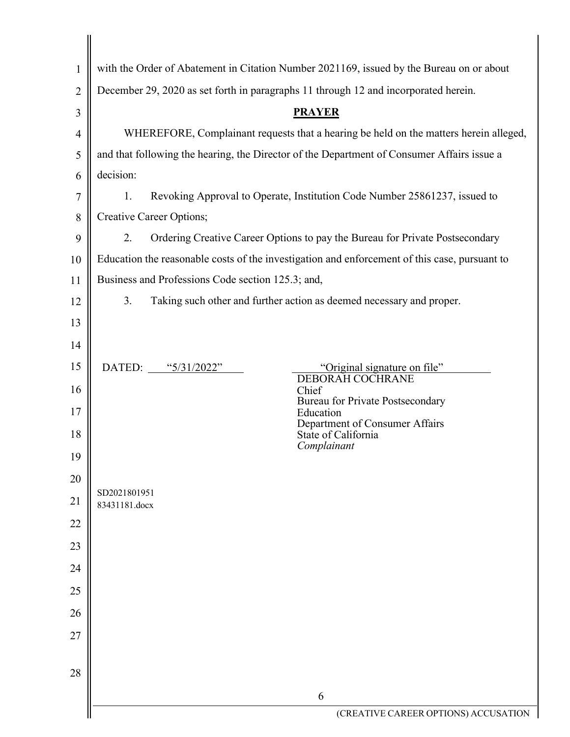with the Order of Abatement in Citation Number 2021169, issued by the Bureau on or about December 29, 2020 as set forth in paragraphs 11 through 12 and incorporated herein.

## PRAYER

WHEREFORE, Complainant requests that a hearing be held on the matters herein alleged, and that following the hearing, the Director of the Department of Consumer Affairs issue a decision:

1. Revoking Approval to Operate, Institution Code Number 25861237, issued to Creative Career Options;

2. Ordering Creative Career Options to pay the Bureau for Private Postsecondary Education the reasonable costs of the investigation and enforcement of this case, pursuant to Business and Professions Code section 125.3; and,

3. Taking such other and further action as deemed necessary and proper.

DATED: "5/31/2022"

"Original signature on file"
DEBORAH COCHRANE
Chief
Bureau for Private Postsecondary Education
Department of Consumer Affairs
State of California
*Complainant*

SD2021801951
83431181.docx